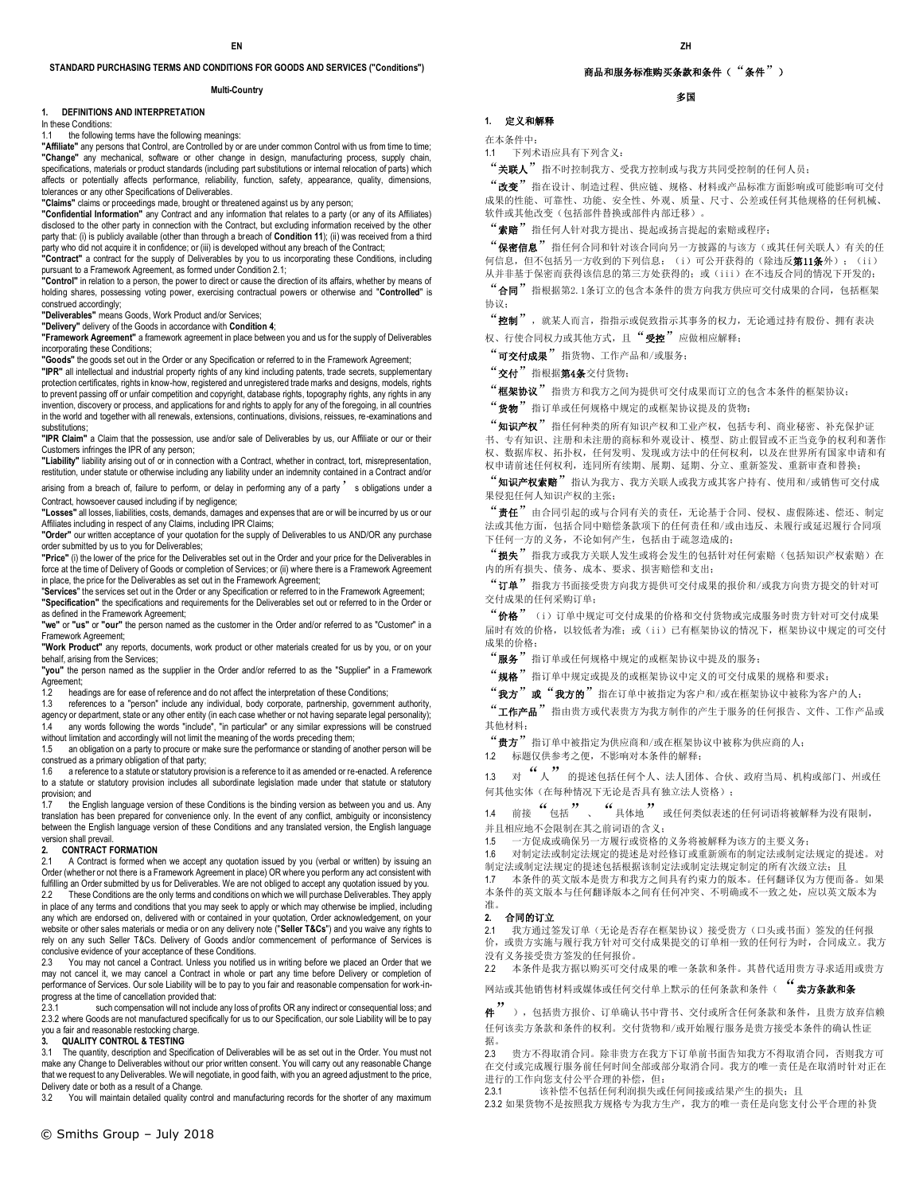**EN**

**STANDARD PURCHASING TERMS AND CONDITIONS FOR GOODS AND SERVICES ("Conditions")**

**Multi-Country**

**1. DEFINITIONS AND INTERPRETATION**

In these Conditions:

1.1 the following terms have the following meanings:

**"Affiliate"** any persons that Control, are Controlled by or are under common Control with us from time to time;

**"Change"** any mechanical, software or other change in design, manufacturing process, supply chain, specifications, materials or product standards (including part substitutions or internal relocation of parts) which affects or potentially affects performance, reliability, function, safety, appearance, quality, dimensions, tolerances or any other Specifications of Deliverables.

**"Claims"** claims or proceedings made, brought or threatened against us by any person;

**"Confidential Information"** any Contract and any information that relates to a party (or any of its Affiliates) disclosed to the other party in connection with the Contract, but excluding information received by the other party that: (i) is publicly available (other than through a breach of **Condition 11**); (ii) was received from a third party who did not acquire it in confidence; or (iii) is developed without any breach of the Contract;

**"Contract"** a contract for the supply of Deliverables by you to us incorporating these Conditions, including pursuant to a Framework Agreement, as formed under Condition 2.1;

**"Control"** in relation to a person, the power to direct or cause the direction of its affairs, whether by means of holding shares, possessing voting power, exercising contractual powers or otherwise and **"Controlled"** is construed accordingly;

**"Deliverables"** means Goods, Work Product and/or Services;

**"Delivery"** delivery of the Goods in accordance with **Condition 4**;

**"Framework Agreement"** a framework agreement in place between you and us for the supply of Deliverables incorporating these Conditions;

**"Goods"** the goods set out in the Order or any Specification or referred to in the Framework Agreement;

**"IPR"** all intellectual and industrial property rights of any kind including patents, trade secrets, supplementary protection certificates, rights in know-how, registered and unregistered trade marks and designs, models, rights to prevent passing off or unfair competition and copyright, database rights, topography rights, any rights in any invention, discovery or process, and applications for and rights to apply for any of the foregoing, in all countries in the world and together with all renewals, extensions, continuations, divisions, reissues, re-examinations and substitutions;

**"IPR Claim"** a Claim that the possession, use and/or sale of Deliverables by us, our Affiliate or our or their Customers infringes the IPR of any person;

**"Liability"** liability arising out of or in connection with a Contract, whether in contract, tort, misrepresentation, restitution, under statute or otherwise including any liability under an indemnity contained in a Contract and/or arising from a breach of, failure to perform, or delay in performing any of a party's obligations under a Contract, howsoever caused including if by negligence;

**"Losses"** all losses, liabilities, costs, demands, damages and expenses that are or will be incurred by us or our Affiliates including in respect of any Claims, including IPR Claims;

**"Order"** our written acceptance of your quotation for the supply of Deliverables to us AND/OR any purchase order submitted by us to you for Deliverables;

**"Price"** (i) the lower of the price for the Deliverables set out in the Order and your price for the Deliverables in force at the time of Delivery of Goods or completion of Services; or (ii) where there is a Framework Agreement in place, the price for the Deliverables as set out in the Framework Agreement;

**"Services"** the services set out in the Order or any Specification or referred to in the Framework Agreement;

**"Specification"** the specifications and requirements for the Deliverables set out or referred to in the Order or as defined in the Framework Agreement;

**"we"** or **"us"** or **"our"** the person named as the customer in the Order and/or referred to as "Customer" in a Framework Agreement;

**"Work Product"** any reports, documents, work product or other materials created for us by you, or on your behalf, arising from the Services;

**"you"** the person named as the supplier in the Order and/or referred to as the "Supplier" in a Framework Agreement;

1.2 headings are for ease of reference and do not affect the interpretation of these Conditions;

1.3 references to a "person" include any individual, body corporate, partnership, government authority, agency or department, state or any other entity (in each case whether or not having separate legal personality);

1.4 any words following the words "include", "in particular" or any similar expressions will be construed without limitation and accordingly will not limit the meaning of the words preceding them;

1.5 an obligation on a party to procure or make sure the performance or standing of another person will be construed as a primary obligation of that party;

1.6 a reference to a statute or statutory provision is a reference to it as amended or re-enacted. A reference to a statute or statutory provision includes all subordinate legislation made under that statute or statutory provision; and

1.7 the English language version of these Conditions is the binding version as between you and us. Any translation has been prepared for convenience only. In the event of any conflict, ambiguity or inconsistency between the English language version of these Conditions and any translated version, the English language version shall prevail.

**2. CONTRACT FORMATION**

2.1 A Contract is formed when we accept any quotation issued by you (verbal or written) by issuing an Order (whether or not there is a Framework Agreement in place) OR where you perform any act consistent with fulfilling an Order submitted by us for Deliverables. We are not obliged to accept any quotation issued by you.

2.2 These Conditions are the only terms and conditions on which we will purchase Deliverables. They apply in place of any terms and conditions that you may seek to apply or which may otherwise be implied, including any which are endorsed on, delivered with or contained in your quotation, Order acknowledgement, on your website or other sales materials or media or on any delivery note ("**Seller T&Cs**") and you waive any rights to rely on any such Seller T&Cs. Delivery of Goods and/or commencement of performance of Services is conclusive evidence of your acceptance of these Conditions.

2.3 You may not cancel a Contract. Unless you notified us in writing before we placed an Order that we may not cancel it, we may cancel a Contract in whole or part any time before Delivery or completion of performance of Services. Our sole Liability will be to pay to you fair and reasonable compensation for work-in-progress at the time of cancellation provided that:

2.3.1 such compensation will not include any loss of profits OR any indirect or consequential loss; and

2.3.2 where Goods are not manufactured specifically for us to our Specification, our sole Liability will be to pay you a fair and reasonable restocking charge.

**3. QUALITY CONTROL & TESTING**

3.1 The quantity, description and Specification of Deliverables will be as set out in the Order. You must not make any Change to Deliverables without our prior written consent. You will carry out any reasonable Change that we request to any Deliverables. We will negotiate, in good faith, with you an agreed adjustment to the price, Delivery date or both as a result of a Change.

3.2 You will maintain detailed quality control and manufacturing records for the shorter of any maximum

**ZH**

**商品和服务标准购买条款和条件（“条件”）**

**多国**

**1. 定义和解释**

在本条件中：

1.1 下列术语应具有下列含义：

**“关联人”**指不时控制我方、受我方控制或与我方共同受控制的任何人员；

**“改变”**指在设计、制造过程、供应链、规格、材料或产品标准方面影响或可能影响可交付成果的性能、可靠性、功能、安全性、外观、质量、尺寸、公差或任何其他规格的任何机械、软件或其他改变（包括部件替换或部件内部迁移）。

**“索赔”**指任何人针对我方提出、提起或扬言提起的索赔或程序；

**“保密信息”**指任何合同和针对该合同向另一方披露的与该方（或其任何关联人）有关的任何信息，但不包括另一方收到的下列信息：（i）可公开获得的（除违反**第11条**外）；（ii）从并非基于保密而获得该信息的第三方处获得的；或（iii）在不违反合同的情况下开发的；

**“合同”**指根据第2.1条订立的包含本条件的贵方向我方供应可交付成果的合同，包括框架协议；

**“控制”**，就某人而言，指指示或促致指示其事务的权力，无论通过持有股份、拥有表决权、行使合同权力或其他方式，且**“受控”**应做相应解释；

**“可交付成果”**指货物、工作产品和/或服务；

**“交付”**指根据**第4条**交付货物；

**“框架协议”**指贵方和我方之间为提供可交付成果而订立的包含本条件的框架协议；

**“货物”**指订单或任何规格中规定的或框架协议提及的货物；

**“知识产权”**指任何种类的所有知识产权和工业产权，包括专利、商业秘密、补充保护证书、专有知识、注册和未注册的商标和外观设计、模型、防止假冒或不正当竞争的权利和著作权、数据库权、拓扑权，任何发明、发现或方法中的任何权利，以及在世界所有国家申请和权利申请前述任何权利，连同所有续期、展期、延期、分立、重新签发、重新审查和替换；

**“知识产权索赔”**指认为我方、我方关联人或我方或其客户持有、使用和/或销售可交付成果侵犯任何人知识产权的主张；

**“责任”**由合同引起的或与合同有关的责任，无论基于合同、侵权、虚假陈述、偿还、制定法或其他方面，包括合同中赔偿条款项下的任何责任和/或由违反、未履行或延迟履行合同项下任何一方的义务，不论如何产生，包括由于疏忽造成的；

**“损失”**指我方或我方关联人发生或将会发生的包括针对任何索赔（包括知识产权索赔）在内的所有损失、债务、成本、要求、损害赔偿和支出；

**“订单”**指我方书面接受贵方向我方提供可交付成果的报价和/或我方向贵方提交的针对可交付成果的任何采购订单；

**“价格”**（i）订单中规定可交付成果的价格和交付货物或完成服务时贵方针对可交付成果届时有效的价格，以较低者为准；或（ii）已有框架协议的情况下，框架协议中规定的可交付成果的价格；

**“服务”**指订单或任何规格中规定的或框架协议中提及的服务；

**“规格”**指订单中规定或提及的或框架协议中定义的可交付成果的规格和要求；

**“我方”**或**“我方的”**指在订单中被指定为客户和/或在框架协议中被称为客户的人；

**“工作产品”**指由贵方或代表贵方为我方制作的产生于服务的任何报告、文件、工作产品或其他材料；

**“贵方”**指订单中被指定为供应商和/或在框架协议中被称为供应商的人；

1.2 标题仅供参考之便，不影响对本条件的解释；

1.3 对“人”的提述包括任何个人、法人团体、合伙、政府当局、机构或部门、州或任何其他实体（在每种情况下无论是否具有独立法人资格）；

1.4 前接“包括”、“具体地”或任何类似表述的任何词语将被解释为没有限制，并且相应地不会限制在其之前词语的含义；

1.5 一方促成或确保另一方履行或资格的义务将被解释为该方的主要义务；

1.6 对制定法或制定法规定的提述是对经修订或重新颁布的制定法或制定法规定的提述。对制定法或制定法规定的提述包括根据该制定法或制定法规定制定的所有次级立法；且

1.7 本条件的英文版本是贵方和我方之间具有约束力的版本。任何翻译仅为方便而备。如果本条件的英文版本与任何翻译版本之间有任何冲突、不明确或不一致之处，应以英文版本为准。

**2. 合同的订立**

2.1 我方通过签发订单（无论是否存在框架协议）接受贵方（口头或书面）签发的任何报价，或贵方实施与履行我方针对可交付成果提交的订单相一致的任何行为时，合同成立。我方没有义务接受贵方签发的任何报价。

2.2 本条件是我方据以购买可交付成果的唯一条款和条件。其替代适用贵方寻求适用或贵方网站或其他销售材料或媒体或任何交付单上默示的任何条款和条件（**“卖方条款和条件”**），包括贵方报价、订单确认书中背书、交付或所含任何条款和条件，且贵方放弃信赖任何该卖方条款和条件的权利。交付货物和/或开始履行服务是贵方接受本条件的确认性证据。

2.3 贵方不得取消合同。除非贵方在我方下订单前书面告知我方不得取消合同，否则我方可在交付或完成履行服务前任何时间全部或部分取消合同。我方的唯一责任是在取消时针对正在进行的工作向您支付公平合理的补偿，但：

2.3.1 该补偿不包括任何利润损失或任何间接或结果产生的损失；且

2.3.2 如果货物不是按照我方规格专为我方生产，我方的唯一责任是向您支付公平合理的补货

© Smiths Group – July 2018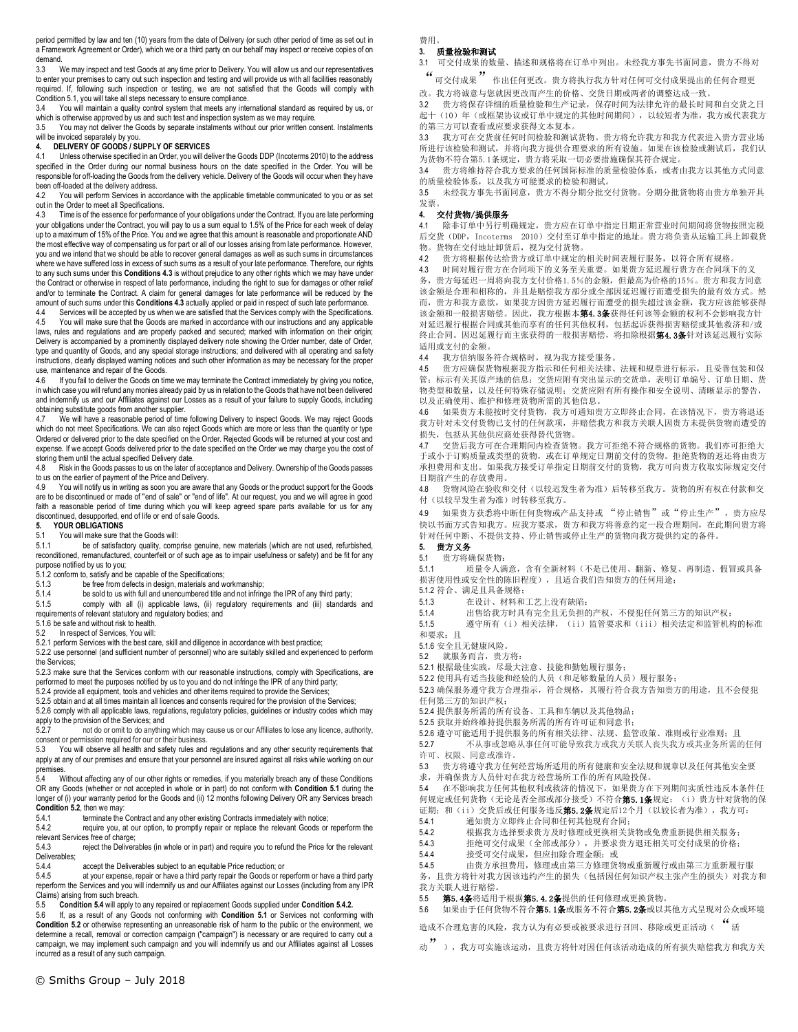period permitted by law and ten (10) years from the date of Delivery (or such other period of time as set out in a Framework Agreement or Order), which we or a third party on our behalf may inspect or receive copies of on demand.

3.3 We may inspect and test Goods at any time prior to Delivery. You will allow us and our representatives to enter your premises to carry out such inspection and testing and will provide us with all facilities reasonably required. If, following such inspection or testing, we are not satisfied that the Goods will comply with Condition 5.1, you will take all steps necessary to ensure compliance.

3.4 You will maintain a quality control system that meets any international standard as required by us, or which is otherwise approved by us and such test and inspection system as we may require.

3.5 You may not deliver the Goods by separate instalments without our prior written consent. Instalments will be invoiced separately by you.

**4. DELIVERY OF GOODS / SUPPLY OF SERVICES**

4.1 Unless otherwise specified in an Order, you will deliver the Goods DDP (Incoterms 2010) to the address specified in the Order during our normal business hours on the date specified in the Order. You will be responsible for off-loading the Goods from the delivery vehicle. Delivery of the Goods will occur when they have been off-loaded at the delivery address.

4.2 You will perform Services in accordance with the applicable timetable communicated to you or as set out in the Order to meet all Specifications.

4.3 Time is of the essence for performance of your obligations under the Contract. If you are late performing your obligations under the Contract, you will pay to us a sum equal to 1.5% of the Price for each week of delay up to a maximum of 15% of the Price. You and we agree that this amount is reasonable and proportionate AND the most effective way of compensating us for part or all of our losses arising from late performance. However, you and we intend that we should be able to recover general damages as well as such sums in circumstances where we have suffered loss in excess of such sums as a result of your late performance. Therefore, our rights to any such sums under this **Conditions 4.3** is without prejudice to any other rights which we may have under the Contract or otherwise in respect of late performance, including the right to sue for damages or other relief and/or to terminate the Contract. A claim for general damages for late performance will be reduced by the amount of such sums under this **Conditions 4.3** actually applied or paid in respect of such late performance.

4.4 Services will be accepted by us when we are satisfied that the Services comply with the Specifications.

4.5 You will make sure that the Goods are marked in accordance with our instructions and any applicable laws, rules and regulations and are properly packed and secured; marked with information on their origin; Delivery is accompanied by a prominently displayed delivery note showing the Order number, date of Order, type and quantity of Goods, and any special storage instructions; and delivered with all operating and safety instructions, clearly displayed warning notices and such other information as may be necessary for the proper use, maintenance and repair of the Goods.

4.6 If you fail to deliver the Goods on time we may terminate the Contract immediately by giving you notice, in which case you will refund any monies already paid by us in relation to the Goods that have not been delivered and indemnify us and our Affiliates against our Losses as a result of your failure to supply Goods, including obtaining substitute goods from another supplier.

4.7 We will have a reasonable period of time following Delivery to inspect Goods. We may reject Goods which do not meet Specifications. We can also reject Goods which are more or less than the quantity or type Ordered or delivered prior to the date specified on the Order. Rejected Goods will be returned at your cost and expense. If we accept Goods delivered prior to the date specified on the Order we may charge you the cost of storing them until the actual specified Delivery date.

4.8 Risk in the Goods passes to us on the later of acceptance and Delivery. Ownership of the Goods passes to us on the earlier of payment of the Price and Delivery.

4.9 You will notify us in writing as soon you are aware that any Goods or the product support for the Goods are to be discontinued or made of "end of sale" or "end of life". At our request, you and we will agree in good faith a reasonable period of time during which you will keep agreed spare parts available for us for any discontinued, desupported, end of life or end of sale Goods.

**5. YOUR OBLIGATIONS**

5.1 You will make sure that the Goods will:

5.1.1 be of satisfactory quality, comprise genuine, new materials (which are not used, refurbished, reconditioned, remanufactured, counterfeit or of such age as to impair usefulness or safety) and be fit for any purpose notified by us to you;

5.1.2 conform to, satisfy and be capable of the Specifications;

5.1.3 be free from defects in design, materials and workmanship;

5.1.4 be sold to us with full and unencumbered title and not infringe the IPR of any third party;

5.1.5 comply with all (i) applicable laws, (ii) regulatory requirements and (iii) standards and requirements of relevant statutory and regulatory bodies; and

5.1.6 be safe and without risk to health.

5.2 In respect of Services, You will:

5.2.1 perform Services with the best care, skill and diligence in accordance with best practice;

5.2.2 use personnel (and sufficient number of personnel) who are suitably skilled and experienced to perform the Services;

5.2.3 make sure that the Services conform with our reasonable instructions, comply with Specifications, are performed to meet the purposes notified by us to you and do not infringe the IPR of any third party;

5.2.4 provide all equipment, tools and vehicles and other items required to provide the Services;

5.2.5 obtain and at all times maintain all licences and consents required for the provision of the Services;

5.2.6 comply with all applicable laws, regulations, regulatory policies, guidelines or industry codes which may apply to the provision of the Services; and

5.2.7 not do or omit to do anything which may cause us or our Affiliates to lose any licence, authority, consent or permission required for our or their business.

5.3 You will observe all health and safety rules and regulations and any other security requirements that apply at any of our premises and ensure that your personnel are insured against all risks while working on our premises.

5.4 Without affecting any of our other rights or remedies, if you materially breach any of these Conditions OR any Goods (whether or not accepted in whole or in part) do not conform with **Condition 5.1** during the longer of (i) your warranty period for the Goods and (ii) 12 months following Delivery OR any Services breach **Condition 5.2**, then we may:

5.4.1 terminate the Contract and any other existing Contracts immediately with notice;

5.4.2 require you, at our option, to promptly repair or replace the relevant Goods or reperform the relevant Services free of charge;

5.4.3 reject the Deliverables (in whole or in part) and require you to refund the Price for the relevant Deliverables;

5.4.4 accept the Deliverables subject to an equitable Price reduction; or

5.4.5 at your expense, repair or have a third party repair the Goods or reperform or have a third party reperform the Services and you will indemnify us and our Affiliates against our Losses (including from any IPR Claims) arising from such breach.

5.5 **Condition 5.4** will apply to any repaired or replacement Goods supplied under **Condition 5.4.2.**

5.6 If, as a result of any Goods not conforming with **Condition 5.1** or Services not conforming with **Condition 5.2** or otherwise representing an unreasonable risk of harm to the public or the environment, we determine a recall, removal or correction campaign ("campaign") is necessary or are required to carry out a campaign, we may implement such campaign and you will indemnify us and our Affiliates against all Losses incurred as a result of any such campaign.

费用。

**3. 质量检验和测试**

3.1 可交付成果的数量、描述和规格将在订单中列出。未经我方事先书面同意，贵方不得对"可交付成果"作出任何更改。贵方将执行我方针对任何可交付成果提出的任何合理更改。我方将诚意与您就因更改而产生的价格、交货日期或两者的调整达成一致。

3.2 贵方将保存详细的质量检验和生产记录，保存时间为法律允许的最长时间和自交货之日起十（10）年（或框架协议或订单中规定的其他时间期间），以较短者为准，我方或代表我方的第三方可以查看或应要求获得文本复本。

3.3 我方可在交货前任何时间检验和测试货物。贵方将允许我方和我方代表进入贵方营业场所进行该检验和测试，并将向我方提供合理要求的所有设施。如果在该检验或测试后，我们认为货物不符合第5.1条规定，贵方将采取一切必要措施确保其符合规定。

3.4 贵方将维持符合我方要求的任何国际标准的质量检验体系，或者由我方以其他方式同意的质量检验体系，以及我方可能要求的检验和测试。

3.5 未经我方事先书面同意，贵方不得分期分批交付货物。分期分批货物将由贵方单独开具发票。

**4. 交付货物/提供服务**

4.1 除非订单中另行明确规定，贵方应在订单中指定日期正常营业时间期间将货物按照完税后交货（DDP，Incoterms 2010）交付至订单中指定的地址。贵方将负责从运输工具上卸载货物。货物在交付地址卸货后，视为交付货物。

4.2 贵方将根据传达给贵方或订单中规定的相关时间表履行服务，以符合所有规格。

4.3 时间对履行贵方在合同项下的义务至关重要。如果贵方延迟履行贵方在合同项下的义务，贵方每延迟一周将向我方支付价格1.5%的金额，但最高为价格的15%。贵方和我方同意该金额是合理和相称的，并且是赔偿我方部分或全部因延迟履行而遭受损失的最有效方式。然而，贵方和我方意欲，如果我方因贵方延迟履行而遭受的损失超过该金额，我方应该能够获得该金额和一般损害赔偿。因此，我方根据本**第4.3条**获得任何该等金额的权利不会影响我方针对延迟履行根据合同或其他而享有的任何其他权利，包括起诉获得损害赔偿或其他救济和/或终止合同。因迟延履行而主张获得的一般损害赔偿，将扣除根据**第4.3条**针对该延迟履行实际适用或支付的金额。

4.4 我方信纳服务符合规格时，视为我方接受服务。

4.5 贵方应确保货物根据我方指示和任何相关法律、法规和规章进行标示，且妥善包装和保管；标示有关其原产地的信息；交货应附有突出显示的交货单，表明订单编号、订单日期、货物类型和数量，以及任何特殊存储说明；交货应附有所有操作和安全说明、清晰显示的警告，以及正确使用、维护和修理货物所需的其他信息。

4.6 如果贵方未能按时交付货物，我方可通知贵方立即终止合同，在该情况下，贵方将退还我方针对未交付货物已支付的任何款项，并赔偿我方和我方关联人因贵方未提供货物而遭受的损失，包括从其他供应商处获得替代货物。

4.7 交货后我方可在合理期间内检查货物。我方可拒绝不符合规格的货物。我们亦可拒绝大于或小于订购质量或类型的货物，或在订单规定日期前交付的货物。拒绝货物的返还将由贵方承担费用和支出。如果我方接受订单指定日期前交付的货物，我方可向贵方收取实际规定交付日期前产生的存放费用。

4.8 货物风险在验收和交付（以较迟发生者为准）后转移至我方。货物的所有权在付款和交付（以较早发生者为准）时转移至我方。

4.9 如果贵方获悉将中断任何货物或产品支持或"停止销售"或"停止生产"，贵方应尽快以书面方式告知我方。应我方要求，贵方和我方将善意约定一段合理期间，在此期间贵方将针对任何中断、不提供支持、停止销售或停止生产的货物向我方提供约定的备件。

**5. 贵方义务**

5.1 贵方将确保货物：

5.1.1 质量令人满意，含有全新材料（不是已使用、翻新、修复、再制造、假冒或具备损害使用性或安全性的陈旧程度），且适合我们告知贵方的任何用途；

5.1.2 符合、满足且具备规格；

5.1.3 在设计、材料和工艺上没有缺陷；

5.1.4 出售给我方时具有完全且无负担的产权，不侵犯任何第三方的知识产权；

5.1.5 遵守所有（i）相关法律，（ii）监管要求和（iii）相关法定和监管机构的标准和要求；且

5.1.6 安全且无健康风险。

5.2 就服务而言，贵方将：

5.2.1 根据最佳实践，尽最大注意、技能和勤勉履行服务；

5.2.2 使用具有适当技能和经验的人员（和足够数量的人员）履行服务；

5.2.3 确保服务遵守我方合理指示，符合规格，其履行符合我方告知贵方的用途，且不会侵犯任何第三方的知识产权；

5.2.4 提供服务所需的所有设备、工具和车辆以及其他物品；

5.2.5 获取并始终维持提供服务所需的所有许可证和同意书；

5.2.6 遵守可能适用于提供服务的所有相关法律、法规、监管政策、准则或行业准则；且

5.2.7 不从事或忽略从事任何可能导致我方或我方关联人丧失我方或其业务所需的任何许可、权限、同意或准许。

5.3 贵方将遵守我方任何经营场所适用的所有健康和安全法规和规章以及任何其他安全要求，并确保贵方人员针对在我方经营场所工作的所有风险投保。

5.4 在不影响我方任何其他权利或救济的情况下，如果贵方在下列期间实质性违反本条件任何规定或任何货物（无论是否全部或部分接受）不符合**第5.1条**规定：（i）贵方针对货物的保证期；和（ii）交货后或任何服务违反**第5.2条**规定后12个月（以较长者为准），我方可：

5.4.1 通知贵方立即终止合同和任何其他现有合同；

5.4.2 根据我方选择要求贵方及时修理或更换相关货物或免费重新提供相关服务；

5.4.3 拒绝可交付成果（全部或部分），并要求贵方退还相关可交付成果的价格；

5.4.4 接受可交付成果，但应扣除合理金额；或

5.4.5 由贵方承担费用，修理或由第三方修理货物或重新履行或由第三方重新履行服务，且贵方将针对我方因该违约产生的损失（包括因任何知识产权主张产生的损失）对我方和我方关联人进行赔偿。

5.5 **第5.4条**将适用于根据**第5.4.2条**提供的任何修理或更换货物。

5.6 如果由于任何货物不符合**第5.1条**或服务不符合**第5.2条**或以其他方式呈现对公众或环境造成不合理危害的风险，我方认为有必要或被要求进行召回、移除或更正活动（"活动"），我方可实施该运动，且贵方将针对因任何该活动造成的所有损失赔偿我方和我方关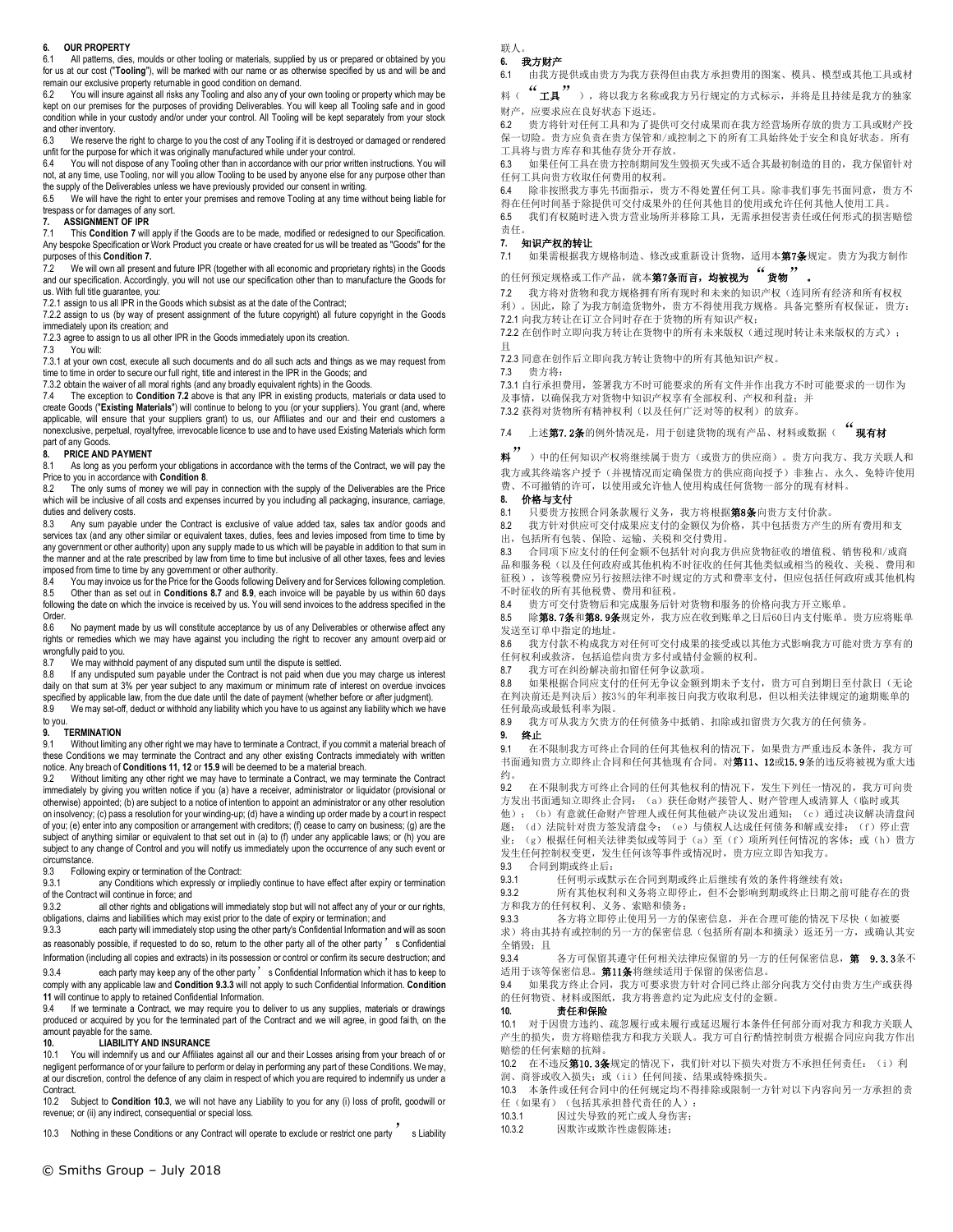## 6. OUR PROPERTY

6.1 All patterns, dies, moulds or other tooling or materials, supplied by us or prepared or obtained by you for us at our cost ("**Tooling**"), will be marked with our name or as otherwise specified by us and will be and remain our exclusive property returnable in good condition on demand.

6.2 You will insure against all risks any Tooling and also any of your own tooling or property which may be kept on our premises for the purposes of providing Deliverables. You will keep all Tooling safe and in good condition while in your custody and/or under your control. All Tooling will be kept separately from your stock and other inventory.

6.3 We reserve the right to charge to you the cost of any Tooling if it is destroyed or damaged or rendered unfit for the purpose for which it was originally manufactured while under your control.

6.4 You will not dispose of any Tooling other than in accordance with our prior written instructions. You will not, at any time, use Tooling, nor will you allow Tooling to be used by anyone else for any purpose other than the supply of the Deliverables unless we have previously provided our consent in writing.

6.5 We will have the right to enter your premises and remove Tooling at any time without being liable for trespass or for damages of any sort.

## 7. ASSIGNMENT OF IPR

7.1 This **Condition 7** will apply if the Goods are to be made, modified or redesigned to our Specification. Any bespoke Specification or Work Product you create or have created for us will be treated as "Goods" for the purposes of this **Condition 7.**

7.2 We will own all present and future IPR (together with all economic and proprietary rights) in the Goods and our specification. Accordingly, you will not use our specification other than to manufacture the Goods for us. With full title guarantee, you:

7.2.1 assign to us all IPR in the Goods which subsist as at the date of the Contract;

7.2.2 assign to us (by way of present assignment of the future copyright) all future copyright in the Goods immediately upon its creation; and

7.2.3 agree to assign to us all other IPR in the Goods immediately upon its creation.

7.3 You will:

7.3.1 at your own cost, execute all such documents and do all such acts and things as we may request from time to time in order to secure our full right, title and interest in the IPR in the Goods; and

7.3.2 obtain the waiver of all moral rights (and any broadly equivalent rights) in the Goods.

7.4 The exception to **Condition 7.2** above is that any IPR in existing products, materials or data used to create Goods ("**Existing Materials**") will continue to belong to you (or your suppliers). You grant (and, where applicable, will ensure that your suppliers grant) to us, our Affiliates and our and their end customers a nonexclusive, perpetual, royaltyfree, irrevocable licence to use and to have used Existing Materials which form part of any Goods.

## 8. PRICE AND PAYMENT

8.1 As long as you perform your obligations in accordance with the terms of the Contract, we will pay the Price to you in accordance with **Condition 8**.

8.2 The only sums of money we will pay in connection with the supply of the Deliverables are the Price which will be inclusive of all costs and expenses incurred by you including all packaging, insurance, carriage, duties and delivery costs.

8.3 Any sum payable under the Contract is exclusive of value added tax, sales tax and/or goods and services tax (and any other similar or equivalent taxes, duties, fees and levies imposed from time to time by any government or other authority) upon any supply made to us which will be payable in addition to that sum in the manner and at the rate prescribed by law from time to time but inclusive of all other taxes, fees and levies imposed from time to time by any government or other authority.

8.4 You may invoice us for the Price for the Goods following Delivery and for Services following completion.

8.5 Other than as set out in **Conditions 8.7** and **8.9**, each invoice will be payable by us within 60 days following the date on which the invoice is received by us. You will send invoices to the address specified in the Order.

8.6 No payment made by us will constitute acceptance by us of any Deliverables or otherwise affect any rights or remedies which we may have against you including the right to recover any amount overpaid or wrongfully paid to you.

8.7 We may withhold payment of any disputed sum until the dispute is settled.

8.8 If any undisputed sum payable under the Contract is not paid when due you may charge us interest daily on that sum at 3% per year subject to any maximum or minimum rate of interest on overdue invoices specified by applicable law, from the due date until the date of payment (whether before or after judgment).

8.9 We may set-off, deduct or withhold any liability which you have to us against any liability which we have to you.

## 9. TERMINATION

9.1 Without limiting any other right we may have to terminate a Contract, if you commit a material breach of these Conditions we may terminate the Contract and any other existing Contracts immediately with written notice. Any breach of **Conditions 11, 12** or **15.9** will be deemed to be a material breach.

9.2 Without limiting any other right we may have to terminate a Contract, we may terminate the Contract immediately by giving you written notice if you (a) have a receiver, administrator or liquidator (provisional or otherwise) appointed; (b) are subject to a notice of intention to appoint an administrator or any other resolution on insolvency; (c) pass a resolution for your winding-up; (d) have a winding up order made by a court in respect of you; (e) enter into any composition or arrangement with creditors; (f) cease to carry on business; (g) are the subject of anything similar or equivalent to that set out in (a) to (f) under any applicable laws; or (h) you are subject to any change of Control and you will notify us immediately upon the occurrence of any such event or circumstance.

9.3 Following expiry or termination of the Contract:

9.3.1 any Conditions which expressly or impliedly continue to have effect after expiry or termination of the Contract will continue in force; and

9.3.2 all other rights and obligations will immediately stop but will not affect any of your or our rights, obligations, claims and liabilities which may exist prior to the date of expiry or termination; and

9.3.3 each party will immediately stop using the other party's Confidential Information and will as soon as reasonably possible, if requested to do so, return to the other party all of the other party's Confidential Information (including all copies and extracts) in its possession or control or confirm its secure destruction; and

9.3.4 each party may keep any of the other party's Confidential Information which it has to keep to comply with any applicable law and **Condition 9.3.3** will not apply to such Confidential Information. **Condition 11** will continue to apply to retained Confidential Information.

9.4 If we terminate a Contract, we may require you to deliver to us any supplies, materials or drawings produced or acquired by you for the terminated part of the Contract and we will agree, in good faith, on the amount payable for the same.

## 10. LIABILITY AND INSURANCE

10.1 You will indemnify us and our Affiliates against all our and their Losses arising from your breach of or negligent performance of or your failure to perform or delay in performing any part of these Conditions. We may, at our discretion, control the defence of any claim in respect of which you are required to indemnify us under a Contract.

10.2 Subject to **Condition 10.3**, we will not have any Liability to you for any (i) loss of profit, goodwill or revenue; or (ii) any indirect, consequential or special loss.

10.3 Nothing in these Conditions or any Contract will operate to exclude or restrict one party's Liability

联人。

## 6. 我方财产

6.1 由我方提供或由贵方为我方获得但由我方承担费用的图案、模具、模型或其他工具或材料（"**工具**"），将以我方名称或我方另行规定的方式标示，并将是且持续是我方的独家财产，应要求应在良好状态下返还。

6.2 贵方将针对任何工具和为了提供可交付成果而在我方经营场所存放的贵方工具或财产投保一切险。贵方应负责在贵方保管和/或控制之下的所有工具始终处于安全和良好状态。所有工具将与贵方库存和其他存货分开存放。

6.3 如果任何工具在贵方控制期间发生毁损灭失或不适合其最初制造的目的，我方保留针对任何工具向贵方收取任何费用的权利。

6.4 除非按照我方事先书面指示，贵方不得处置任何工具。除非我们事先书面同意，贵方不得在任何时间基于除提供可交付成果外的任何其他目的使用或允许任何其他人使用工具。

6.5 我们有权随时进入贵方营业场所并移除工具，无需承担侵害责任或任何形式的损害赔偿责任。

## 7. 知识产权的转让

7.1 如果需根据我方规格制造、修改或重新设计货物，适用本**第7条**规定。贵方为我方制作的任何预定规格或工作产品，就本**第7条而言，均被视为"货物"。**

7.2 我方将对货物和我方规格拥有所有现时和未来的知识产权（连同所有经济和所有权权利）。因此，除了为我方制造货物外，贵方不得使用我方规格。具备完整所有权保证，贵方：

7.2.1 向我方转让在订立合同时存在于货物的所有知识产权；

7.2.2 在创作时立即向我方转让在货物中的所有未来版权（通过现时转让未来版权的方式）；且

7.2.3 同意在创作后立即向我方转让货物中的所有其他知识产权。

7.3 贵方将：

7.3.1 自行承担费用，签署我方不时可能要求的所有文件并作出我方不时可能要求的一切作为及事情，以确保我方对货物中知识产权享有全部权利、产权和利益；并

7.3.2 获得对货物所有精神权利（以及任何广泛对等的权利）的放弃。

7.4 上述**第7.2条**的例外情况是，用于创建货物的现有产品、材料或数据（"**现有材料**"）中的任何知识产权将继续属于贵方（或贵方的供应商）。贵方向我方、我方关联人和我方或其终端客户授予（并视情况而定确保贵方的供应商向授予）非独占、永久、免特许使用费、不可撤销的许可，以使用或允许他人使用构成任何货物一部分的现有材料。

## 8. 价格与支付

8.1 只要贵方按照合同条款履行义务，我方将根据**第8条**向贵方支付价款。

8.2 我方针对供应可交付成果应支付的金额仅为价格，其中包括贵方产生的所有费用和支出，包括所有包装、保险、运输、关税和交付费用。

8.3 合同项下应支付的任何金额不包括针对向我方供应货物征收的增值税、销售税和/或商品和服务税（以及任何政府或其他机构不时征收的任何其他类似或相当的税收、关税、费用和征税），该等税费应另行按照法律不时规定的方式和费率支付，但应包括任何政府或其他机构不时征收的所有其他税费、费用和征税。

8.4 贵方可交付货物后和完成服务后针对货物和服务的价格向我方开立账单。

8.5 除**第8.7条**和**第8.9条**规定外，我方应在收到账单之日后60日内支付账单。贵方应将账单发送至订单中指定的地址。

8.6 我方付款不构成我方对任何可交付成果的接受或以其他方式影响我方可能对贵方享有的任何权利或救济，包括追偿向贵方多付或错付金额的权利。

8.7 我方可在纠纷解决前扣留任何争议款项。

8.8 如果根据合同应支付的任何无争议金额到期未予支付，贵方可自到期日至付款日（无论在判决前还是判决后）按3%的年利率按日向我方收取利息，但以相关法律规定的逾期账单的任何最高或最低利率为限。

8.9 我方可从我方欠贵方的任何债务中抵销、扣除或扣留贵方欠我方的任何债务。

## 9. 终止

9.1 在不限制我方可终止合同的任何其他权利的情况下，如果贵方严重违反本条件，我方可书面通知贵方立即终止合同和任何其他现有合同。对**第11、12**或**15.9**条的违反将被视为重大违约。

9.2 在不限制我方可终止合同的任何其他权利的情况下，发生下列任一情况的，我方可向贵方发出书面通知立即终止合同：（a）获任命财产接管人、财产管理人或清算人（临时或其他）；（b）有意就任命财产管理人或任何其他破产决议发出通知；（c）通过决议解决清盘问题；（d）法院针对贵方签发清盘令；（e）与债权人达成任何债务和解或安排；（f）停止营业；（g）根据任何相关法律类似或等同于（a）至（f）项所列任何情况的客体；或（h）贵方发生任何控制权变更，发生任何该等事件或情况时，贵方应立即告知我方。

9.3 合同到期或终止后：

9.3.1 任何明示或默示在合同到期或终止后继续有效的条件将继续有效；

9.3.2 所有其他权利和义务将立即停止，但不会影响到期或终止日期之前可能存在的贵方和我方的任何权利、义务、索赔和债务；

9.3.3 各方将立即停止使用另一方的保密信息，并在合理可能的情况下尽快（如被要求）将由其持有或控制的另一方的保密信息（包括所有副本和摘录）返还另一方，或确认其安全销毁；且

9.3.4 各方可保留其遵守任何相关法律应保留的另一方的任何保密信息，**第 9.3.3**条不适用于该等保密信息。**第11条**将继续适用于保留的保密信息。

9.4 如果我方终止合同，我方可要求贵方针对合同已终止部分向我方交付由贵方生产或获得的任何物资、材料或图纸，我方将善意约定为此应支付的金额。

## 10. 责任和保险

10.1 对于因贵方违约、疏忽履行或未履行或延迟履行本条件任何部分而对我方和我方关联人产生的损失，贵方将赔偿我方和我方关联人。我方可自行酌情控制贵方根据合同应向我方作出赔偿的任何索赔的抗辩。

10.2 在不违反**第10.3条**规定的情况下，我们针对以下损失对贵方不承担任何责任：（i）利润、商誉或收入损失；或（ii）任何间接、结果或特殊损失。

10.3 本条件或任何合同中的任何规定均不得排除或限制一方针对以下内容向另一方承担的责任（如有）（包括其承担替代责任的人）：

10.3.1 因过失导致的死亡或人身伤害；

10.3.2 因欺诈或欺诈性虚假陈述；

© Smiths Group – July 2018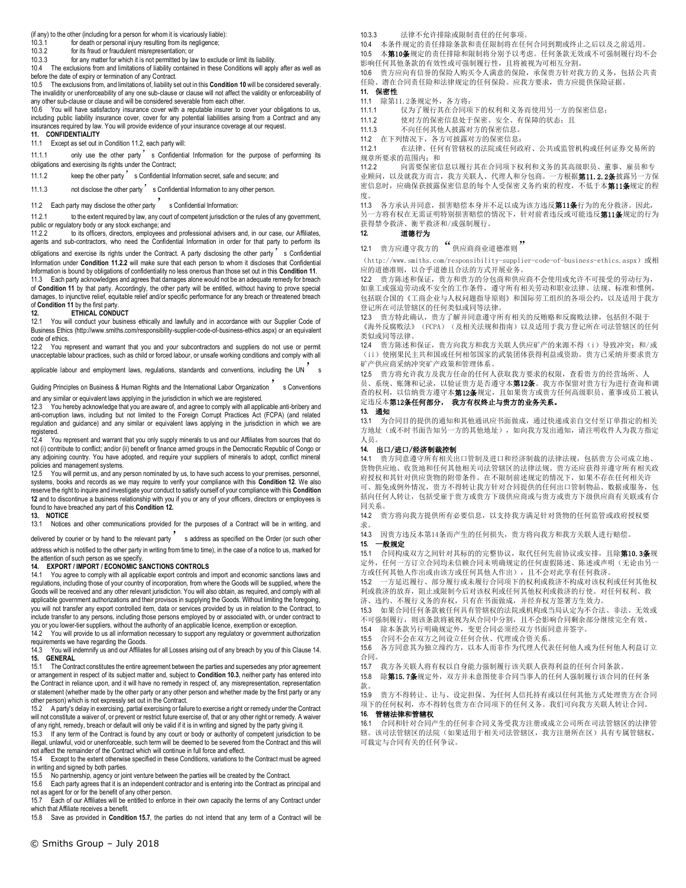(if any) to the other (including for a person for whom it is vicariously liable):

10.3.1 for death or personal injury resulting from its negligence;

10.3.2 for its fraud or fraudulent misrepresentation; or

10.3.3 for any matter for which it is not permitted by law to exclude or limit its liability.

10.4 The exclusions from and limitations of liability contained in these Conditions will apply after as well as before the date of expiry or termination of any Contract.

10.5 The exclusions from, and limitations of, liability set out in this **Condition 10** will be considered severally. The invalidity or unenforceability of any one sub-clause or clause will not affect the validity or enforceability of any other sub-clause or clause and will be considered severable from each other.

10.6 You will have satisfactory insurance cover with a reputable insurer to cover your obligations to us, including public liability insurance cover, cover for any potential liabilities arising from a Contract and any insurances required by law. You will provide evidence of your insurance coverage at our request.

## 11. CONFIDENTIALITY

11.1 Except as set out in Condition 11.2, each party will:

11.1.1 only use the other party's Confidential Information for the purpose of performing its obligations and exercising its rights under the Contract;

11.1.2 keep the other party's Confidential Information secret, safe and secure; and

11.1.3 not disclose the other party's Confidential Information to any other person.

11.2 Each party may disclose the other party's Confidential Information:

11.2.1 to the extent required by law, any court of competent jurisdiction or the rules of any government, public or regulatory body or any stock exchange; and

11.2.2 to its officers, directors, employees and professional advisers and, in our case, our Affiliates, agents and sub-contractors, who need the Confidential Information in order for that party to perform its obligations and exercise its rights under the Contract. A party disclosing the other party's Confidential Information under **Condition 11.2.2** will make sure that each person to whom it discloses that Confidential Information is bound by obligations of confidentiality no less onerous than those set out in this **Condition 11**.

11.3 Each party acknowledges and agrees that damages alone would not be an adequate remedy for breach of **Condition 11** by that party. Accordingly, the other party will be entitled, without having to prove special damages, to injunctive relief, equitable relief and/or specific performance for any breach or threatened breach of **Condition 11** by the first party.

## 12. ETHICAL CONDUCT

12.1 You will conduct your business ethically and lawfully and in accordance with our Supplier Code of Business Ethics (http://www.smiths.com/responsibility-supplier-code-of-business-ethics.aspx) or an equivalent code of ethics.

12.2 You represent and warrant that you and your subcontractors and suppliers do not use or permit unacceptable labour practices, such as child or forced labour, or unsafe working conditions and comply with all applicable labour and employment laws, regulations, standards and conventions, including the UN's Guiding Principles on Business & Human Rights and the International Labor Organization's Conventions and any similar or equivalent laws applying in the jurisdiction in which we are registered.

12.3 You hereby acknowledge that you are aware of, and agree to comply with all applicable anti-bribery and anti-corruption laws, including but not limited to the Foreign Corrupt Practices Act (FCPA) (and related regulation and guidance) and any similar or equivalent laws applying in the jurisdiction in which we are registered.

12.4 You represent and warrant that you only supply minerals to us and our Affiliates from sources that do not (i) contribute to conflict; and/or (ii) benefit or finance armed groups in the Democratic Republic of Congo or any adjoining country. You have adopted, and require your suppliers of minerals to adopt, conflict mineral policies and management systems.

12.5 You will permit us, and any person nominated by us, to have such access to your premises, personnel, systems, books and records as we may require to verify your compliance with this **Condition 12**. We also reserve the right to inquire and investigate your conduct to satisfy ourself of your compliance with this **Condition 12** and to discontinue a business relationship with you if you or any of your officers, directors or employees is found to have breached any part of this **Condition 12.**

## 13. NOTICE

13.1 Notices and other communications provided for the purposes of a Contract will be in writing, and delivered by courier or by hand to the relevant party's address as specified on the Order (or such other address which is notified to the other party in writing from time to time), in the case of a notice to us, marked for the attention of such person as we specify.

## 14. EXPORT / IMPORT / ECONOMIC SANCTIONS CONTROLS

14.1 You agree to comply with all applicable export controls and import and economic sanctions laws and regulations, including those of your country of incorporation, from where the Goods will be supplied, where the Goods will be received and any other relevant jurisdiction. You will also obtain, as required, and comply with all applicable government authorizations and their provisos in supplying the Goods. Without limiting the foregoing, you will not transfer any export controlled item, data or services provided by us in relation to the Contract, to include transfer to any persons, including those persons employed by or associated with, or under contract to you or you lower-tier suppliers, without the authority of an applicable licence, exemption or exception.

14.2 You will provide to us all information necessary to support any regulatory or government authorization requirements we have regarding the Goods.

14.3 You will indemnify us and our Affiliates for all Losses arising out of any breach by you of this Clause 14.

## 15. GENERAL

15.1 The Contract constitutes the entire agreement between the parties and supersedes any prior agreement or arrangement in respect of its subject matter and, subject to **Condition 10.3**, neither party has entered into the Contract in reliance upon, and it will have no remedy in respect of, any misrepresentation, representation or statement (whether made by the other party or any other person and whether made by the first party or any other person) which is not expressly set out in the Contract.

15.2 A party's delay in exercising, partial exercising or failure to exercise a right or remedy under the Contract will not constitute a waiver of, or prevent or restrict future exercise of, that or any other right or remedy. A waiver of any right, remedy, breach or default will only be valid if it is in writing and signed by the party giving it.

15.3 If any term of the Contract is found by any court or body or authority of competent jurisdiction to be illegal, unlawful, void or unenforceable, such term will be deemed to be severed from the Contract and this will not affect the remainder of the Contract which will continue in full force and effect.

15.4 Except to the extent otherwise specified in these Conditions, variations to the Contract must be agreed in writing and signed by both parties.

15.5 No partnership, agency or joint venture between the parties will be created by the Contract.

15.6 Each party agrees that it is an independent contractor and is entering into the Contract as principal and not as agent for or for the benefit of any other person.

15.7 Each of our Affiliates will be entitled to enforce in their own capacity the terms of any Contract under which that Affiliate receives a benefit.

15.8 Save as provided in **Condition 15.7**, the parties do not intend that any term of a Contract will be

10.3.3 法律不允许排除或限制责任的任何事项。

10.4 本条件规定的责任排除条款和责任限制将在任何合同到期或终止之后以及之前适用。

10.5 本**第10条**规定的责任排除和限制将分别予以考虑。任何条款无效或不可强制履行均不会影响任何其他条款的有效性或可强制履行性，且将被视为可相互分割。

10.6 贵方应向有信誉的保险人购买令人满意的保险，承保贵方针对我方的义务，包括公共责任险、潜在合同责任险和法律规定的任何保险。应我方要求，贵方应提供保险证据。

## 11. 保密性

11.1 除第11.2条规定外，各方将：

11.1.1 仅为了履行其在合同项下的权利和义务而使用另一方的保密信息；

11.1.2 使对方的保密信息处于保密、安全、有保障的状态；且

11.1.3 不向任何其他人披露对方的保密信息。

11.2 在下列情况下，各方可披露对方的保密信息：

11.2.1 在法律、任何有管辖权的法院或任何政府、公共或监管机构或任何证券交易所的规章所要求的范围内；和

11.2.2 向需要保密信息以履行其在合同项下权利和义务的其高级职员、董事、雇员和专业顾问，以及就我方而言，我方关联人、代理人和分包商。一方根据**第11.2.2条**披露另一方保密信息时，应确保获披露保密信息的每个人受保密义务约束的程度，不低于本**第11条**规定的程度。

11.3 各方承认并同意，损害赔偿本身并不足以成为该方违反**第11条**行为的充分救济。因此，另一方将有权在无需证明特别损害赔偿的情况下，针对前者违反或可能违反**第11条**规定的行为获得禁令救济、衡平救济和/或强制履行。

## 12. 道德行为

12.1 贵方应遵守我方的"供应商商业道德准则"（http://www.smiths.com/responsibility-supplier-code-of-business-ethics.aspx）或相应的道德准则，以合乎道德且合法的方式开展业务。

12.2 贵方陈述和保证，贵方和贵方的分包商和供应商不会使用或允许不可接受的劳动行为，如童工或强迫劳动或不安全的工作条件，遵守所有相关劳动和就业法律、法规、标准和惯例，包括联合国的《工商企业与人权问题指导原则》和国际劳工组织的各项公约，以及适用于我方登记所在司法管辖区的任何类似或同等法律。

12.3 贵方特此确认，贵方了解并同意遵守所有相关的反贿赂和反腐败法律，包括但不限于《海外反腐败法》（FCPA）（及相关法规和指南）以及适用于我方登记所在司法管辖区的任何类似或同等法律。

12.4 贵方陈述和保证，贵方向我方和我方关联人供应矿产的来源不得（i）导致冲突；和/或（ii）使刚果民主共和国或任何相邻国家的武装团体获得利益或资助。贵方已采纳并要求贵方矿产供应商采纳冲突矿产政策和管理体系。

12.5 贵方将允许我方及我方任命的任何人获取我方要求的权限，查看贵方的经营场所、人员、系统、账簿和记录，以验证贵方是否遵守本**第12条**。我方亦保留对贵方行为进行查询和调查的权利，以信纳贵方遵守本**第12条**规定，且如果贵方或贵方任何高级职员、董事或员工被认定违反本**第12条任何部分， 我方有权终止与贵方的业务关系。**

## 13. 通知

13.1 为合同目的提供的通知和其他通讯应书面做成，通过快递或亲自交付至订单指定的相关方地址（或不时书面告知另一方的其他地址），如向我方发出通知，请注明收件人为我方指定人员。

## 14. 出口/进口/经济制裁控制

14.1 贵方同意遵守所有相关出口管制及进口和经济制裁的法律法规，包括贵方公司成立地、货物供应地、收货地和任何其他相关司法管辖区的法律法规。贵方还应获得并遵守所有相关政府授权和其针对供应货物的附带条件。在不限制前述规定的情况下，如果不存在任何相关许可、豁免或例外情况，贵方不得转让我方针对合同提供的任何出口管制物品、数据或服务，包括向任何人转让，包括受雇于贵方或贵方下级供应商或与贵方或贵方下级供应商有关联或有合同关系。

14.2 贵方将向我方提供所有必要信息，以支持我方满足针对货物的任何监管或政府授权要求。

14.3 因贵方违反本第14条而产生的任何损失，贵方将向我方和我方关联人进行赔偿。

## 15. 一般规定

15.1 合同构成双方之间针对其标的的完整协议，取代任何先前协议或安排，且除**第10.3条**规定外，任何一方订立合同均未信赖合同未明确规定的任何虚假陈述、陈述或声明（无论由另一方或任何其他人作出或由该方或任何其他人作出），且不会对此享有任何救济。

15.2 一方延迟履行、部分履行或未履行合同项下的权利或救济不构成对该权利或任何其他权利或救济的放弃，阻止或限制今后对该权利或任何其他权利或救济的行使。对任何权利、救济、违约、不履行义务的弃权，只有在书面做成，并经弃权方签署方生效力。

15.3 如果合同任何条款被任何具有管辖权的法院或机构或当局认定为不合法、非法、无效或不可强制履行，则该条款将被视为从合同中分割，且不会影响合同剩余部分继续完全有效。

15.4 除本条款另行明确规定外，变更合同必须经双方书面同意并签字。

15.5 合同不会在双方之间设立任何合伙、代理或合资关系。

15.6 各方同意其为独立缔约方，以本人而非作为代理人代表任何他人或为任何他人利益订立合同。

15.7 我方各关联人将有权以自身能力强制履行该关联人获得利益的任何合同条款。

15.8 除**第15.7条**规定外，双方并未意图使非合同当事人的任何人强制履行该合同的任何条款。

15.9 贵方不得转让、让与、设定担保、为任何人信托持有或以任何其他方式处理贵方在合同项下的任何权利，亦不得转包贵方在合同项下的任何义务。我们可向我方关联人转让合同。

## 16. 管辖法律和管辖权

16.1 合同和针对合同产生的任何非合同义务受我方注册或成立公司所在司法管辖区的法律管辖。该司法管辖区的法院（如果适用于相关司法管辖区，我方注册所在区）具有专属管辖权，可裁定与合同有关的任何争议。

© Smiths Group – July 2018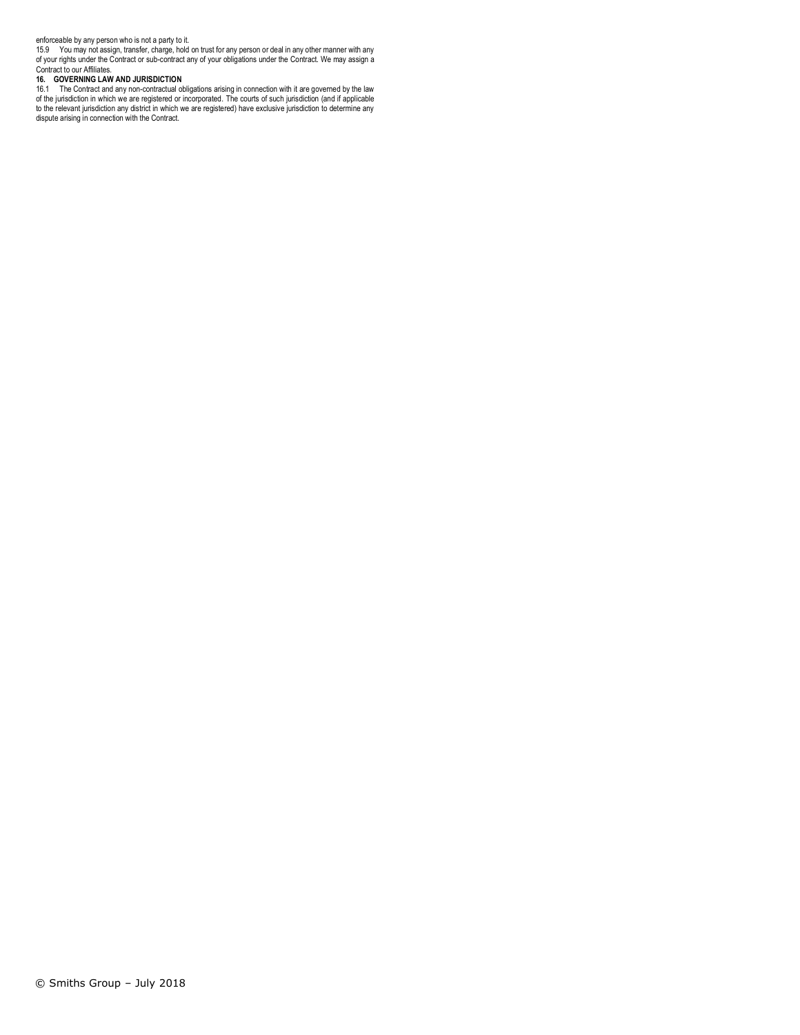enforceable by any person who is not a party to it.

15.9 You may not assign, transfer, charge, hold on trust for any person or deal in any other manner with any of your rights under the Contract or sub-contract any of your obligations under the Contract. We may assign a Contract to our Affiliates.

**16. GOVERNING LAW AND JURISDICTION**

16.1 The Contract and any non-contractual obligations arising in connection with it are governed by the law of the jurisdiction in which we are registered or incorporated. The courts of such jurisdiction (and if applicable to the relevant jurisdiction any district in which we are registered) have exclusive jurisdiction to determine any dispute arising in connection with the Contract.

© Smiths Group – July 2018